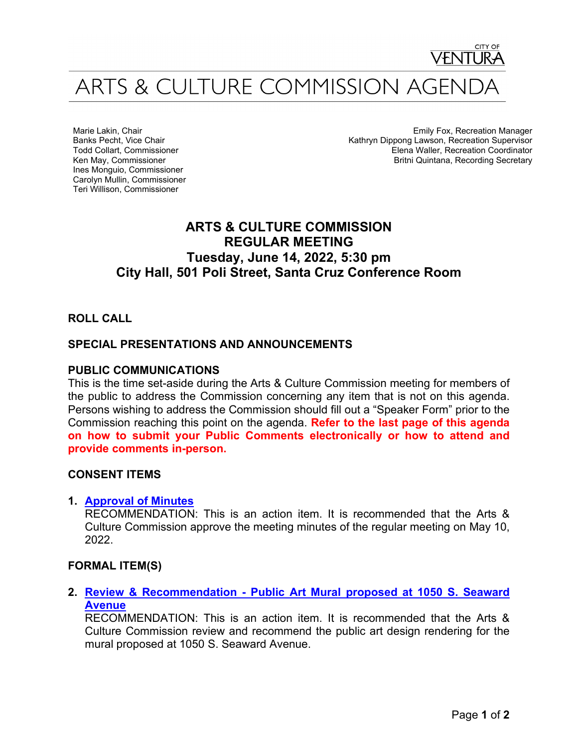CITY OF VENTURA

# ARTS & CULTURE COMMISSION AGENDA

Marie Lakin, Chair
Banks Pecht, Vice Chair
Todd Collart, Commissioner
Ken May, Commissioner
Ines Monguio, Commissioner
Carolyn Mullin, Commissioner
Teri Willison, Commissioner

Emily Fox, Recreation Manager
Kathryn Dippong Lawson, Recreation Supervisor
Elena Waller, Recreation Coordinator
Britni Quintana, Recording Secretary

## ARTS & CULTURE COMMISSION
## REGULAR MEETING
## Tuesday, June 14, 2022, 5:30 pm
## City Hall, 501 Poli Street, Santa Cruz Conference Room

### ROLL CALL

### SPECIAL PRESENTATIONS AND ANNOUNCEMENTS

### PUBLIC COMMUNICATIONS

This is the time set-aside during the Arts & Culture Commission meeting for members of the public to address the Commission concerning any item that is not on this agenda. Persons wishing to address the Commission should fill out a "Speaker Form" prior to the Commission reaching this point on the agenda. **Refer to the last page of this agenda on how to submit your Public Comments electronically or how to attend and provide comments in-person.**

### CONSENT ITEMS

1. **Approval of Minutes**
   RECOMMENDATION: This is an action item. It is recommended that the Arts & Culture Commission approve the meeting minutes of the regular meeting on May 10, 2022.

### FORMAL ITEM(S)

2. **Review & Recommendation - Public Art Mural proposed at 1050 S. Seaward Avenue**
   RECOMMENDATION: This is an action item. It is recommended that the Arts & Culture Commission review and recommend the public art design rendering for the mural proposed at 1050 S. Seaward Avenue.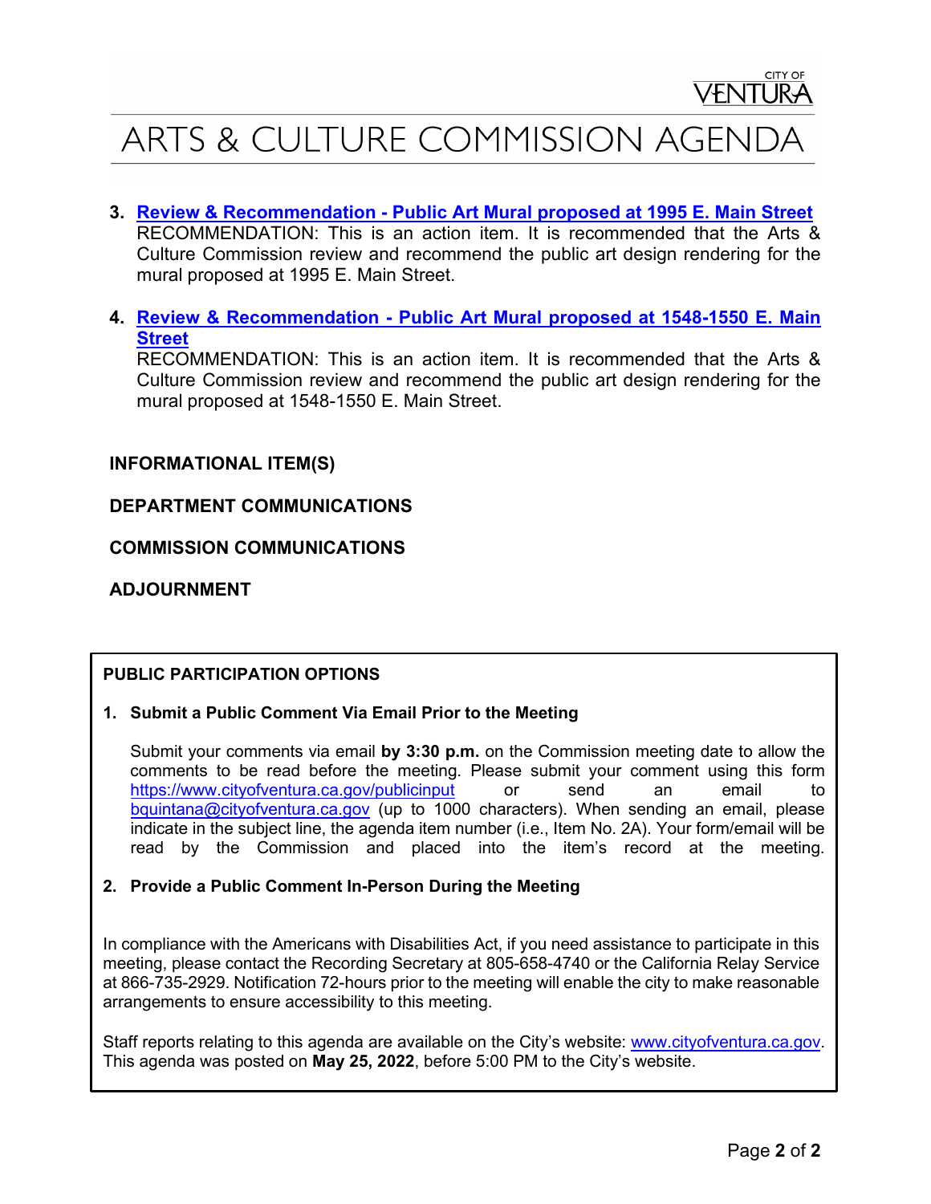# ARTS & CULTURE COMMISSION AGENDA

3. **Review & Recommendation - Public Art Mural proposed at 1995 E. Main Street**
   RECOMMENDATION: This is an action item. It is recommended that the Arts & Culture Commission review and recommend the public art design rendering for the mural proposed at 1995 E. Main Street.

4. **Review & Recommendation - Public Art Mural proposed at 1548-1550 E. Main Street**
   RECOMMENDATION: This is an action item. It is recommended that the Arts & Culture Commission review and recommend the public art design rendering for the mural proposed at 1548-1550 E. Main Street.

**INFORMATIONAL ITEM(S)**

**DEPARTMENT COMMUNICATIONS**

**COMMISSION COMMUNICATIONS**

**ADJOURNMENT**

**PUBLIC PARTICIPATION OPTIONS**

1. **Submit a Public Comment Via Email Prior to the Meeting**

   Submit your comments via email **by 3:30 p.m.** on the Commission meeting date to allow the comments to be read before the meeting. Please submit your comment using this form https://www.cityofventura.ca.gov/publicinput or send an email to bquintana@cityofventura.ca.gov (up to 1000 characters). When sending an email, please indicate in the subject line, the agenda item number (i.e., Item No. 2A). Your form/email will be read by the Commission and placed into the item's record at the meeting.

2. **Provide a Public Comment In-Person During the Meeting**

In compliance with the Americans with Disabilities Act, if you need assistance to participate in this meeting, please contact the Recording Secretary at 805-658-4740 or the California Relay Service at 866-735-2929. Notification 72-hours prior to the meeting will enable the city to make reasonable arrangements to ensure accessibility to this meeting.

Staff reports relating to this agenda are available on the City's website: www.cityofventura.ca.gov. This agenda was posted on **May 25, 2022**, before 5:00 PM to the City's website.